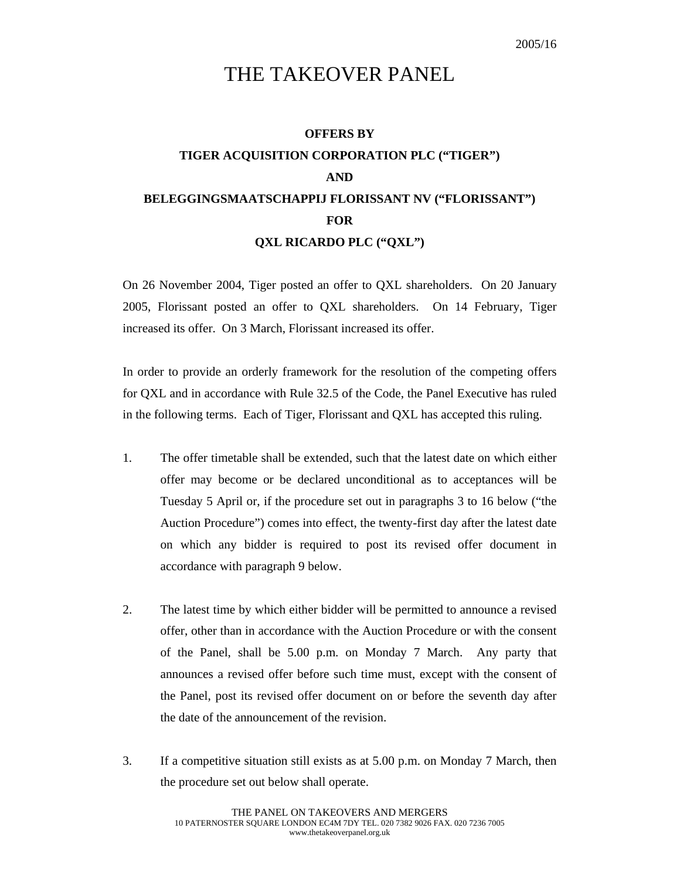2005/16

# THE TAKEOVER PANEL

**OFFERS BY**

**TIGER ACQUISITION CORPORATION PLC ("TIGER")**

**AND**

**BELEGGINGSMAATSCHAPPIJ FLORISSANT NV ("FLORISSANT")**

**FOR**

**QXL RICARDO PLC ("QXL")**

On 26 November 2004, Tiger posted an offer to QXL shareholders. On 20 January 2005, Florissant posted an offer to QXL shareholders. On 14 February, Tiger increased its offer. On 3 March, Florissant increased its offer.

In order to provide an orderly framework for the resolution of the competing offers for QXL and in accordance with Rule 32.5 of the Code, the Panel Executive has ruled in the following terms. Each of Tiger, Florissant and QXL has accepted this ruling.

1. The offer timetable shall be extended, such that the latest date on which either offer may become or be declared unconditional as to acceptances will be Tuesday 5 April or, if the procedure set out in paragraphs 3 to 16 below ("the Auction Procedure") comes into effect, the twenty-first day after the latest date on which any bidder is required to post its revised offer document in accordance with paragraph 9 below.

2. The latest time by which either bidder will be permitted to announce a revised offer, other than in accordance with the Auction Procedure or with the consent of the Panel, shall be 5.00 p.m. on Monday 7 March. Any party that announces a revised offer before such time must, except with the consent of the Panel, post its revised offer document on or before the seventh day after the date of the announcement of the revision.

3. If a competitive situation still exists as at 5.00 p.m. on Monday 7 March, then the procedure set out below shall operate.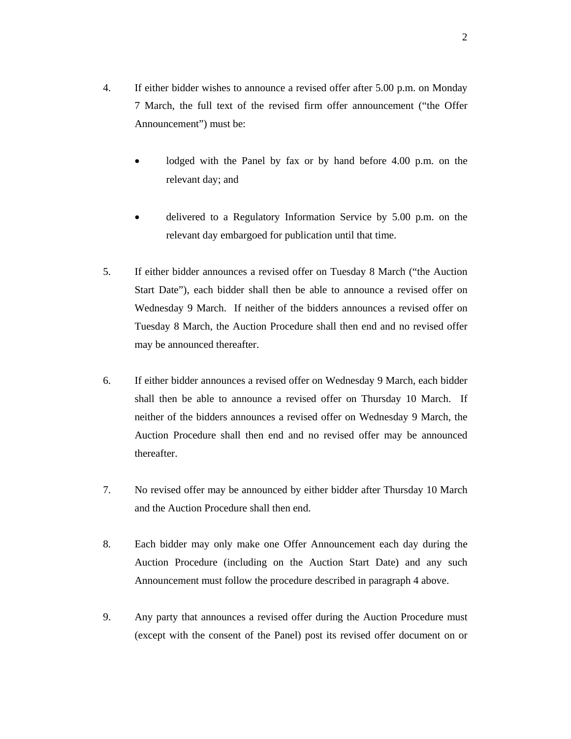4. If either bidder wishes to announce a revised offer after 5.00 p.m. on Monday 7 March, the full text of the revised firm offer announcement ("the Offer Announcement") must be:

   - lodged with the Panel by fax or by hand before 4.00 p.m. on the relevant day; and

   - delivered to a Regulatory Information Service by 5.00 p.m. on the relevant day embargoed for publication until that time.

5. If either bidder announces a revised offer on Tuesday 8 March ("the Auction Start Date"), each bidder shall then be able to announce a revised offer on Wednesday 9 March. If neither of the bidders announces a revised offer on Tuesday 8 March, the Auction Procedure shall then end and no revised offer may be announced thereafter.

6. If either bidder announces a revised offer on Wednesday 9 March, each bidder shall then be able to announce a revised offer on Thursday 10 March. If neither of the bidders announces a revised offer on Wednesday 9 March, the Auction Procedure shall then end and no revised offer may be announced thereafter.

7. No revised offer may be announced by either bidder after Thursday 10 March and the Auction Procedure shall then end.

8. Each bidder may only make one Offer Announcement each day during the Auction Procedure (including on the Auction Start Date) and any such Announcement must follow the procedure described in paragraph 4 above.

9. Any party that announces a revised offer during the Auction Procedure must (except with the consent of the Panel) post its revised offer document on or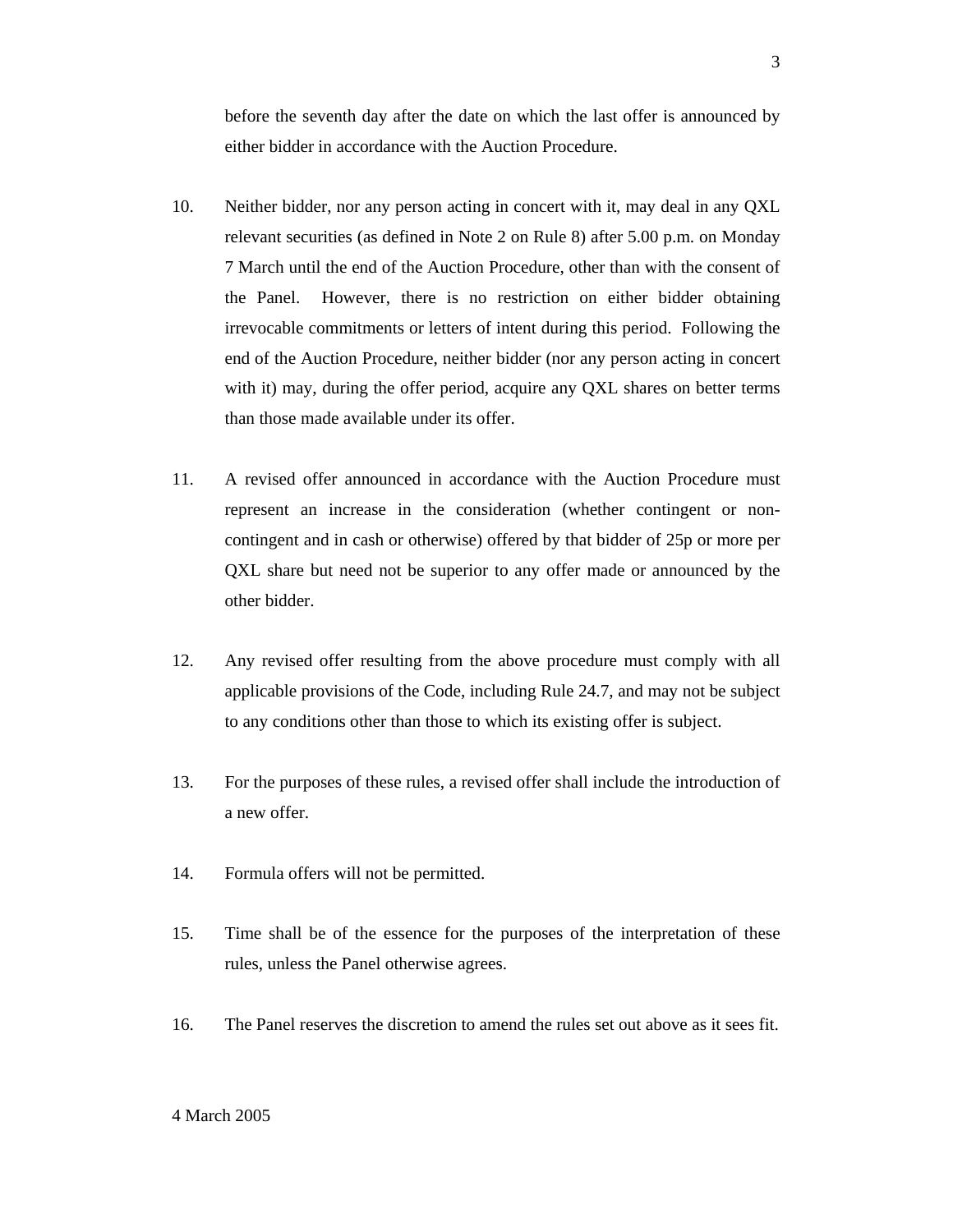before the seventh day after the date on which the last offer is announced by either bidder in accordance with the Auction Procedure.

10. Neither bidder, nor any person acting in concert with it, may deal in any QXL relevant securities (as defined in Note 2 on Rule 8) after 5.00 p.m. on Monday 7 March until the end of the Auction Procedure, other than with the consent of the Panel. However, there is no restriction on either bidder obtaining irrevocable commitments or letters of intent during this period. Following the end of the Auction Procedure, neither bidder (nor any person acting in concert with it) may, during the offer period, acquire any QXL shares on better terms than those made available under its offer.

11. A revised offer announced in accordance with the Auction Procedure must represent an increase in the consideration (whether contingent or non-contingent and in cash or otherwise) offered by that bidder of 25p or more per QXL share but need not be superior to any offer made or announced by the other bidder.

12. Any revised offer resulting from the above procedure must comply with all applicable provisions of the Code, including Rule 24.7, and may not be subject to any conditions other than those to which its existing offer is subject.

13. For the purposes of these rules, a revised offer shall include the introduction of a new offer.

14. Formula offers will not be permitted.

15. Time shall be of the essence for the purposes of the interpretation of these rules, unless the Panel otherwise agrees.

16. The Panel reserves the discretion to amend the rules set out above as it sees fit.

4 March 2005